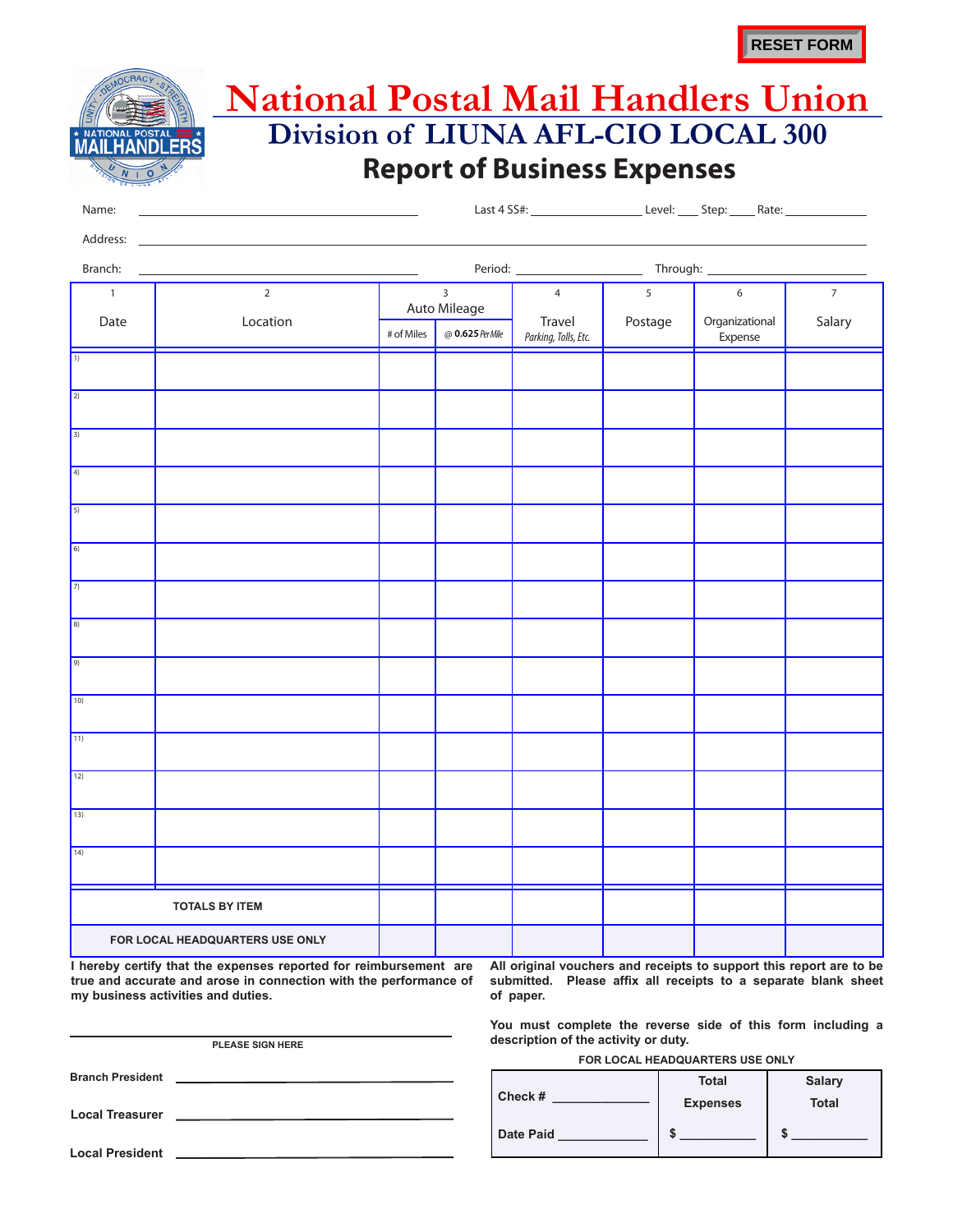RESET FORM

# National Postal Mail Handlers Union

## Division of LIUNA AFL-CIO LOCAL 300

## Report of Business Expenses

Name: ______________________ Last 4 SS#: __________ Level: ___ Step: ___ Rate: ________

Address: ____________________________________________

Branch: ______________________ Period: ____________ Through: ______________

| 1 | 2 | 3 | | 4 | 5 | 6 | 7 |
|---|---|---|---|---|---|---|---|
| Date | Location | Auto Mileage | | Travel *Parking, Tolls, Etc.* | Postage | Organizational Expense | Salary |
| | | # of Miles | @ **0.625** *Per Mile* | | | | |
| 1) | | | | | | | |
| 2) | | | | | | | |
| 3) | | | | | | | |
| 4) | | | | | | | |
| 5) | | | | | | | |
| 6) | | | | | | | |
| 7) | | | | | | | |
| 8) | | | | | | | |
| 9) | | | | | | | |
| 10) | | | | | | | |
| 11) | | | | | | | |
| 12) | | | | | | | |
| 13) | | | | | | | |
| 14) | | | | | | | |
| **TOTALS BY ITEM** | | | | | | | |
| **FOR LOCAL HEADQUARTERS USE ONLY** | | | | | | | |

**I hereby certify that the expenses reported for reimbursement are true and accurate and arose in connection with the performance of my business activities and duties.**

**All original vouchers and receipts to support this report are to be submitted. Please affix all receipts to a separate blank sheet of paper.**

**You must complete the reverse side of this form including a description of the activity or duty.**

______________________________
**PLEASE SIGN HERE**

**Branch President** ______________________

**Local Treasurer** ______________________

**Local President** ______________________

**FOR LOCAL HEADQUARTERS USE ONLY**

| Check # __________ Date Paid __________ | Total Expenses $ __________ | Salary Total $ __________ |
|---|---|---|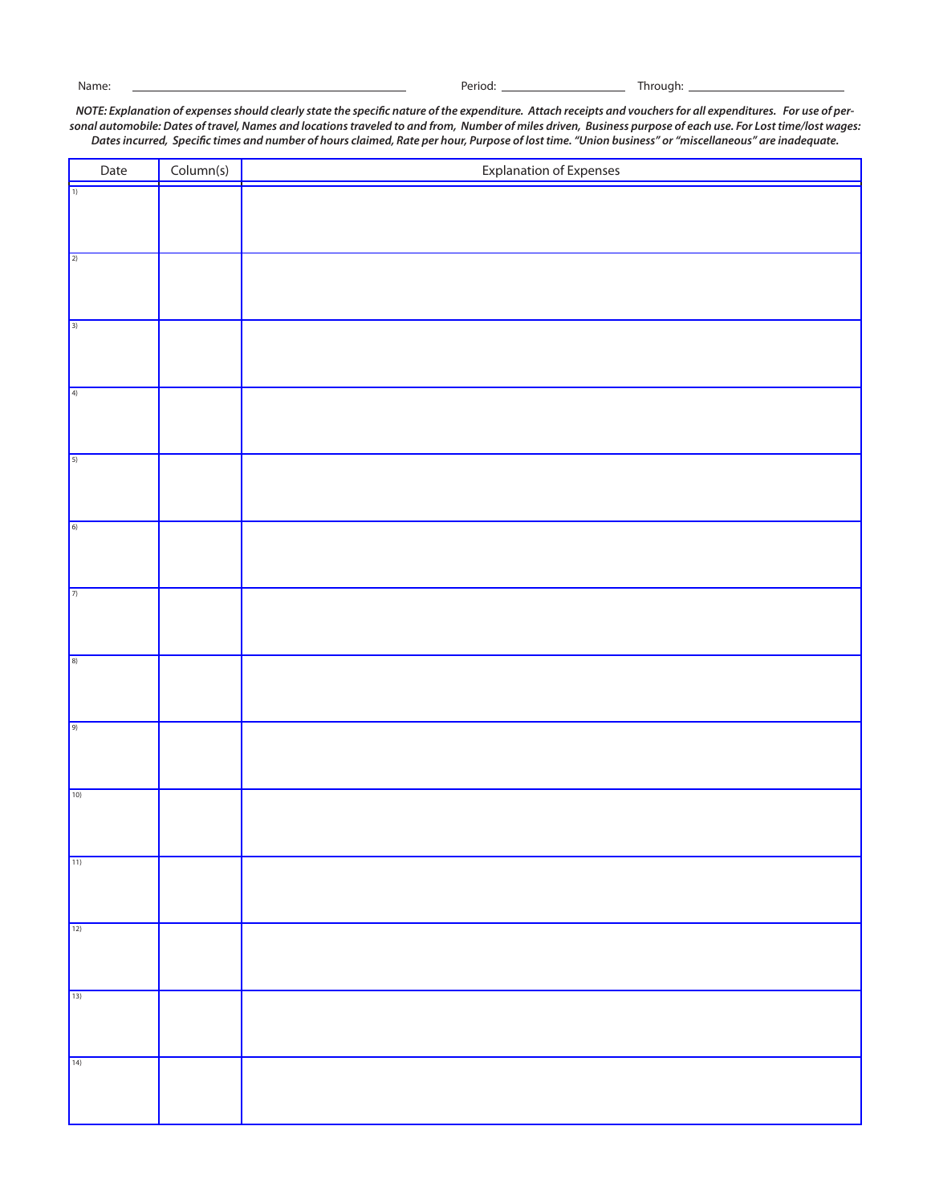Name: ______________________________ Period: ________________ Through: ____________________

***NOTE: Explanation of expenses should clearly state the specific nature of the expenditure. Attach receipts and vouchers for all expenditures. For use of personal automobile: Dates of travel, Names and locations traveled to and from, Number of miles driven, Business purpose of each use. For Lost time/lost wages: Dates incurred, Specific times and number of hours claimed, Rate per hour, Purpose of lost time. "Union business" or "miscellaneous" are inadequate.***

| Date | Column(s) | Explanation of Expenses |
|---|---|---|
| 1) | | |
| 2) | | |
| 3) | | |
| 4) | | |
| 5) | | |
| 6) | | |
| 7) | | |
| 8) | | |
| 9) | | |
| 10) | | |
| 11) | | |
| 12) | | |
| 13) | | |
| 14) | | |